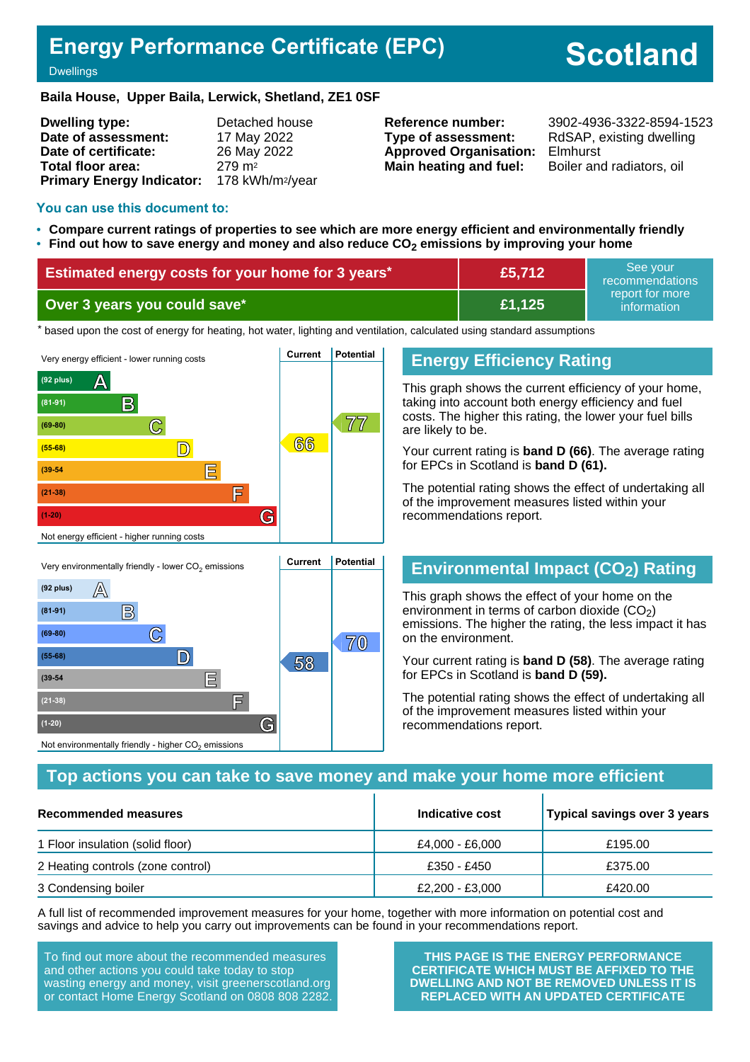# Energy Performance Certificate (EPC)

Dwellings

# Scotland

**Baila House, Upper Baila, Lerwick, Shetland, ZE1 0SF**

| | | | |
|---|---|---|---|
| **Dwelling type:** | Detached house | **Reference number:** | 3902-4936-3322-8594-1523 |
| **Date of assessment:** | 17 May 2022 | **Type of assessment:** | RdSAP, existing dwelling |
| **Date of certificate:** | 26 May 2022 | **Approved Organisation:** | Elmhurst |
| **Total floor area:** | 279 m² | **Main heating and fuel:** | Boiler and radiators, oil |
| **Primary Energy Indicator:** | 178 kWh/m²/year | | |

## You can use this document to:

- **Compare current ratings of properties to see which are more energy efficient and environmentally friendly**
- **Find out how to save energy and money and also reduce $CO_2$ emissions by improving your home**

| | | |
|---|---|---|
| **Estimated energy costs for your home for 3 years*** | **£5,712** | See your recommendations report for more information |
| **Over 3 years you could save*** | **£1,125** | |

\* based upon the cost of energy for heating, hot water, lighting and ventilation, calculated using standard assumptions

| Very energy efficient - lower running costs | Current | Potential |
|---|---|---|
| (92 plus) A | | |
| (81-91) B | | |
| (69-80) C | | 77 |
| (55-68) D | 66 | |
| (39-54) E | | |
| (21-38) F | | |
| (1-20) G | | |
| Not energy efficient - higher running costs | | |

## Energy Efficiency Rating

This graph shows the current efficiency of your home, taking into account both energy efficiency and fuel costs. The higher this rating, the lower your fuel bills are likely to be.

Your current rating is **band D (66)**. The average rating for EPCs in Scotland is **band D (61).**

The potential rating shows the effect of undertaking all of the improvement measures listed within your recommendations report.

| Very environmentally friendly - lower $CO_2$ emissions | Current | Potential |
|---|---|---|
| (92 plus) A | | |
| (81-91) B | | |
| (69-80) C | | 70 |
| (55-68) D | 58 | |
| (39-54) E | | |
| (21-38) F | | |
| (1-20) G | | |
| Not environmentally friendly - higher $CO_2$ emissions | | |

## Environmental Impact ($CO_2$) Rating

This graph shows the effect of your home on the environment in terms of carbon dioxide ($CO_2$) emissions. The higher the rating, the less impact it has on the environment.

Your current rating is **band D (58)**. The average rating for EPCs in Scotland is **band D (59).**

The potential rating shows the effect of undertaking all of the improvement measures listed within your recommendations report.

## Top actions you can take to save money and make your home more efficient

| Recommended measures | Indicative cost | Typical savings over 3 years |
|---|---|---|
| 1 Floor insulation (solid floor) | £4,000 - £6,000 | £195.00 |
| 2 Heating controls (zone control) | £350 - £450 | £375.00 |
| 3 Condensing boiler | £2,200 - £3,000 | £420.00 |

A full list of recommended improvement measures for your home, together with more information on potential cost and savings and advice to help you carry out improvements can be found in your recommendations report.

To find out more about the recommended measures and other actions you could take today to stop wasting energy and money, visit greenerscotland.org or contact Home Energy Scotland on 0808 808 2282.

**THIS PAGE IS THE ENERGY PERFORMANCE CERTIFICATE WHICH MUST BE AFFIXED TO THE DWELLING AND NOT BE REMOVED UNLESS IT IS REPLACED WITH AN UPDATED CERTIFICATE**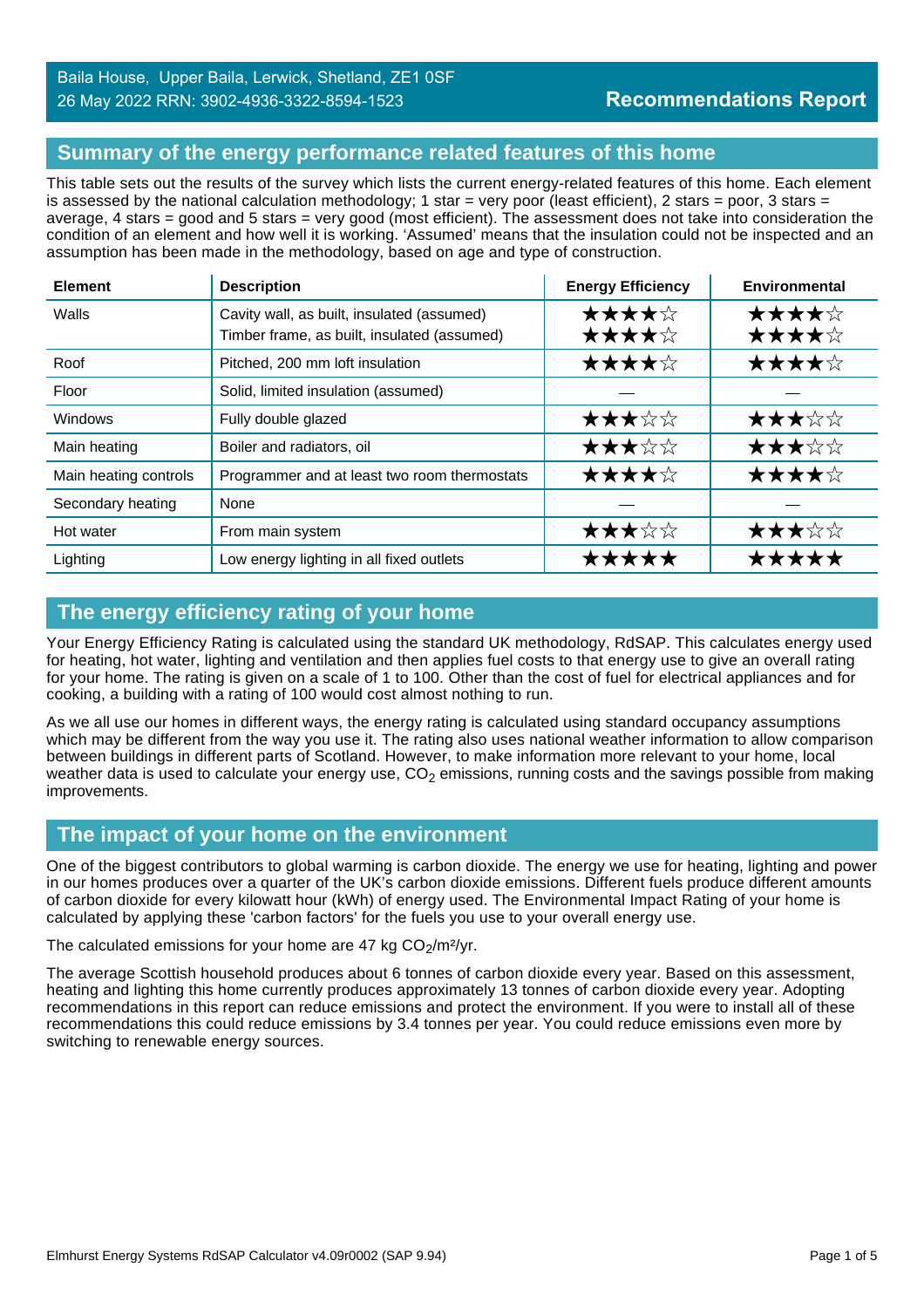Baila House, Upper Baila, Lerwick, Shetland, ZE1 0SF
26 May 2022 RRN: 3902-4936-3322-8594-1523

**Recommendations Report**

## Summary of the energy performance related features of this home

This table sets out the results of the survey which lists the current energy-related features of this home. Each element is assessed by the national calculation methodology; 1 star = very poor (least efficient), 2 stars = poor, 3 stars = average, 4 stars = good and 5 stars = very good (most efficient). The assessment does not take into consideration the condition of an element and how well it is working. 'Assumed' means that the insulation could not be inspected and an assumption has been made in the methodology, based on age and type of construction.

| Element | Description | Energy Efficiency | Environmental |
|---|---|---|---|
| Walls | Cavity wall, as built, insulated (assumed)<br>Timber frame, as built, insulated (assumed) | ★★★★☆<br>★★★★☆ | ★★★★☆<br>★★★★☆ |
| Roof | Pitched, 200 mm loft insulation | ★★★★☆ | ★★★★☆ |
| Floor | Solid, limited insulation (assumed) | — | — |
| Windows | Fully double glazed | ★★★☆☆ | ★★★☆☆ |
| Main heating | Boiler and radiators, oil | ★★★☆☆ | ★★★☆☆ |
| Main heating controls | Programmer and at least two room thermostats | ★★★★☆ | ★★★★☆ |
| Secondary heating | None | — | — |
| Hot water | From main system | ★★★☆☆ | ★★★☆☆ |
| Lighting | Low energy lighting in all fixed outlets | ★★★★★ | ★★★★★ |

## The energy efficiency rating of your home

Your Energy Efficiency Rating is calculated using the standard UK methodology, RdSAP. This calculates energy used for heating, hot water, lighting and ventilation and then applies fuel costs to that energy use to give an overall rating for your home. The rating is given on a scale of 1 to 100. Other than the cost of fuel for electrical appliances and for cooking, a building with a rating of 100 would cost almost nothing to run.

As we all use our homes in different ways, the energy rating is calculated using standard occupancy assumptions which may be different from the way you use it. The rating also uses national weather information to allow comparison between buildings in different parts of Scotland. However, to make information more relevant to your home, local weather data is used to calculate your energy use, $CO_2$ emissions, running costs and the savings possible from making improvements.

## The impact of your home on the environment

One of the biggest contributors to global warming is carbon dioxide. The energy we use for heating, lighting and power in our homes produces over a quarter of the UK's carbon dioxide emissions. Different fuels produce different amounts of carbon dioxide for every kilowatt hour (kWh) of energy used. The Environmental Impact Rating of your home is calculated by applying these 'carbon factors' for the fuels you use to your overall energy use.

The calculated emissions for your home are 47 kg $CO_2/m^2/yr$.

The average Scottish household produces about 6 tonnes of carbon dioxide every year. Based on this assessment, heating and lighting this home currently produces approximately 13 tonnes of carbon dioxide every year. Adopting recommendations in this report can reduce emissions and protect the environment. If you were to install all of these recommendations this could reduce emissions by 3.4 tonnes per year. You could reduce emissions even more by switching to renewable energy sources.

Elmhurst Energy Systems RdSAP Calculator v4.09r0002 (SAP 9.94)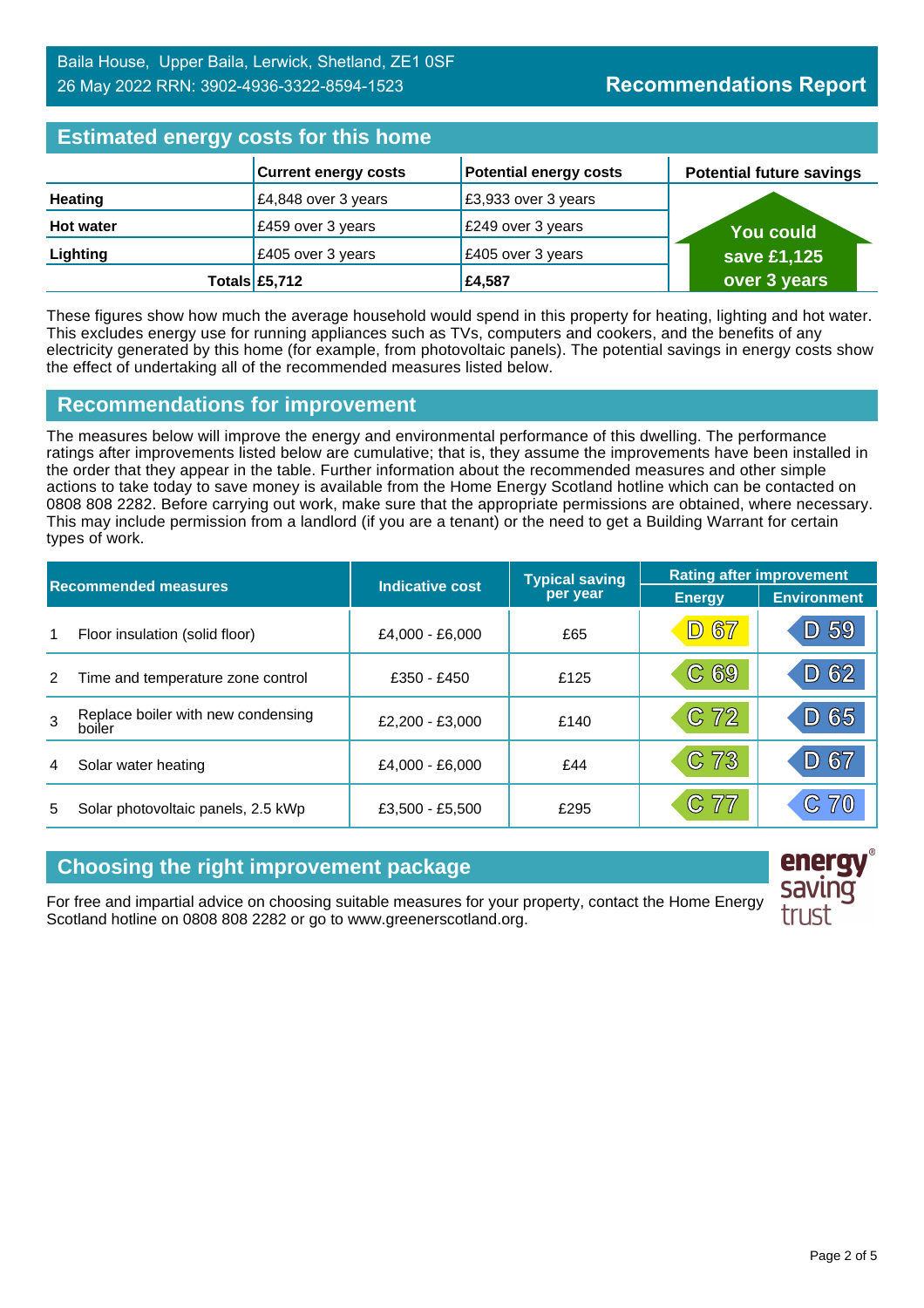Baila House, Upper Baila, Lerwick, Shetland, ZE1 0SF
26 May 2022 RRN: 3902-4936-3322-8594-1523

**Recommendations Report**

## Estimated energy costs for this home

| | Current energy costs | Potential energy costs | Potential future savings |
|---|---|---|---|
| **Heating** | £4,848 over 3 years | £3,933 over 3 years | You could save £1,125 over 3 years |
| **Hot water** | £459 over 3 years | £249 over 3 years | |
| **Lighting** | £405 over 3 years | £405 over 3 years | |
| **Totals** | **£5,712** | **£4,587** | |

These figures show how much the average household would spend in this property for heating, lighting and hot water. This excludes energy use for running appliances such as TVs, computers and cookers, and the benefits of any electricity generated by this home (for example, from photovoltaic panels). The potential savings in energy costs show the effect of undertaking all of the recommended measures listed below.

## Recommendations for improvement

The measures below will improve the energy and environmental performance of this dwelling. The performance ratings after improvements listed below are cumulative; that is, they assume the improvements have been installed in the order that they appear in the table. Further information about the recommended measures and other simple actions to take today to save money is available from the Home Energy Scotland hotline which can be contacted on 0808 808 2282. Before carrying out work, make sure that the appropriate permissions are obtained, where necessary. This may include permission from a landlord (if you are a tenant) or the need to get a Building Warrant for certain types of work.

| Recommended measures | | Indicative cost | Typical saving per year | Rating after improvement | |
|---|---|---|---|---|---|
| | | | | Energy | Environment |
| 1 | Floor insulation (solid floor) | £4,000 - £6,000 | £65 | D 67 | D 59 |
| 2 | Time and temperature zone control | £350 - £450 | £125 | C 69 | D 62 |
| 3 | Replace boiler with new condensing boiler | £2,200 - £3,000 | £140 | C 72 | D 65 |
| 4 | Solar water heating | £4,000 - £6,000 | £44 | C 73 | D 67 |
| 5 | Solar photovoltaic panels, 2.5 kWp | £3,500 - £5,500 | £295 | C 77 | C 70 |

## Choosing the right improvement package

For free and impartial advice on choosing suitable measures for your property, contact the Home Energy Scotland hotline on 0808 808 2282 or go to www.greenerscotland.org.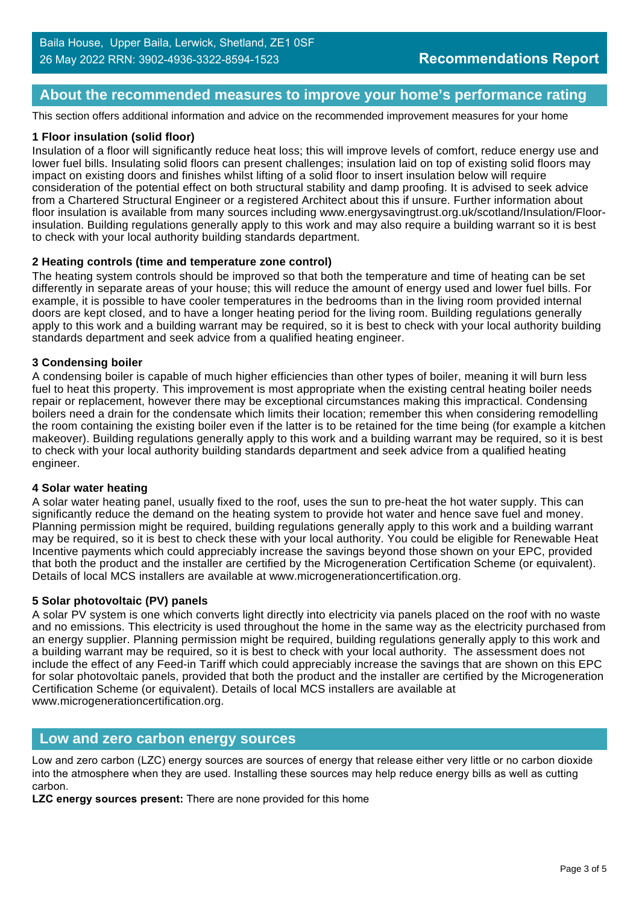## About the recommended measures to improve your home's performance rating

This section offers additional information and advice on the recommended improvement measures for your home

### 1 Floor insulation (solid floor)

Insulation of a floor will significantly reduce heat loss; this will improve levels of comfort, reduce energy use and lower fuel bills. Insulating solid floors can present challenges; insulation laid on top of existing solid floors may impact on existing doors and finishes whilst lifting of a solid floor to insert insulation below will require consideration of the potential effect on both structural stability and damp proofing. It is advised to seek advice from a Chartered Structural Engineer or a registered Architect about this if unsure. Further information about floor insulation is available from many sources including www.energysavingtrust.org.uk/scotland/Insulation/Floor-insulation. Building regulations generally apply to this work and may also require a building warrant so it is best to check with your local authority building standards department.

### 2 Heating controls (time and temperature zone control)

The heating system controls should be improved so that both the temperature and time of heating can be set differently in separate areas of your house; this will reduce the amount of energy used and lower fuel bills. For example, it is possible to have cooler temperatures in the bedrooms than in the living room provided internal doors are kept closed, and to have a longer heating period for the living room. Building regulations generally apply to this work and a building warrant may be required, so it is best to check with your local authority building standards department and seek advice from a qualified heating engineer.

### 3 Condensing boiler

A condensing boiler is capable of much higher efficiencies than other types of boiler, meaning it will burn less fuel to heat this property. This improvement is most appropriate when the existing central heating boiler needs repair or replacement, however there may be exceptional circumstances making this impractical. Condensing boilers need a drain for the condensate which limits their location; remember this when considering remodelling the room containing the existing boiler even if the latter is to be retained for the time being (for example a kitchen makeover). Building regulations generally apply to this work and a building warrant may be required, so it is best to check with your local authority building standards department and seek advice from a qualified heating engineer.

### 4 Solar water heating

A solar water heating panel, usually fixed to the roof, uses the sun to pre-heat the hot water supply. This can significantly reduce the demand on the heating system to provide hot water and hence save fuel and money. Planning permission might be required, building regulations generally apply to this work and a building warrant may be required, so it is best to check these with your local authority. You could be eligible for Renewable Heat Incentive payments which could appreciably increase the savings beyond those shown on your EPC, provided that both the product and the installer are certified by the Microgeneration Certification Scheme (or equivalent). Details of local MCS installers are available at www.microgenerationcertification.org.

### 5 Solar photovoltaic (PV) panels

A solar PV system is one which converts light directly into electricity via panels placed on the roof with no waste and no emissions. This electricity is used throughout the home in the same way as the electricity purchased from an energy supplier. Planning permission might be required, building regulations generally apply to this work and a building warrant may be required, so it is best to check with your local authority. The assessment does not include the effect of any Feed-in Tariff which could appreciably increase the savings that are shown on this EPC for solar photovoltaic panels, provided that both the product and the installer are certified by the Microgeneration Certification Scheme (or equivalent). Details of local MCS installers are available at www.microgenerationcertification.org.

## Low and zero carbon energy sources

Low and zero carbon (LZC) energy sources are sources of energy that release either very little or no carbon dioxide into the atmosphere when they are used. Installing these sources may help reduce energy bills as well as cutting carbon.

**LZC energy sources present:** There are none provided for this home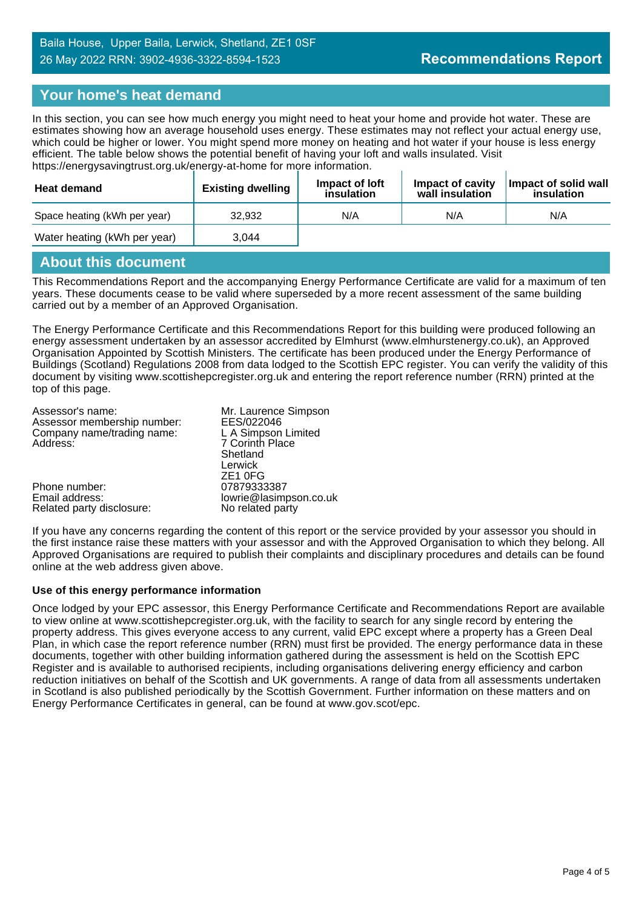Baila House, Upper Baila, Lerwick, Shetland, ZE1 0SF
26 May 2022 RRN: 3902-4936-3322-8594-1523

**Recommendations Report**

## Your home's heat demand

In this section, you can see how much energy you might need to heat your home and provide hot water. These are estimates showing how an average household uses energy. These estimates may not reflect your actual energy use, which could be higher or lower. You might spend more money on heating and hot water if your house is less energy efficient. The table below shows the potential benefit of having your loft and walls insulated. Visit https://energysavingtrust.org.uk/energy-at-home for more information.

| Heat demand | Existing dwelling | Impact of loft insulation | Impact of cavity wall insulation | Impact of solid wall insulation |
|---|---|---|---|---|
| Space heating (kWh per year) | 32,932 | N/A | N/A | N/A |
| Water heating (kWh per year) | 3,044 | | | |

## About this document

This Recommendations Report and the accompanying Energy Performance Certificate are valid for a maximum of ten years. These documents cease to be valid where superseded by a more recent assessment of the same building carried out by a member of an Approved Organisation.

The Energy Performance Certificate and this Recommendations Report for this building were produced following an energy assessment undertaken by an assessor accredited by Elmhurst (www.elmhurstenergy.co.uk), an Approved Organisation Appointed by Scottish Ministers. The certificate has been produced under the Energy Performance of Buildings (Scotland) Regulations 2008 from data lodged to the Scottish EPC register. You can verify the validity of this document by visiting www.scottishepcregister.org.uk and entering the report reference number (RRN) printed at the top of this page.

| | |
|---|---|
| Assessor's name: | Mr. Laurence Simpson |
| Assessor membership number: | EES/022046 |
| Company name/trading name: | L A Simpson Limited |
| Address: | 7 Corinth Place<br>Shetland<br>Lerwick<br>ZE1 0FG |
| Phone number: | 07879333387 |
| Email address: | lowrie@lasimpson.co.uk |
| Related party disclosure: | No related party |

If you have any concerns regarding the content of this report or the service provided by your assessor you should in the first instance raise these matters with your assessor and with the Approved Organisation to which they belong. All Approved Organisations are required to publish their complaints and disciplinary procedures and details can be found online at the web address given above.

**Use of this energy performance information**

Once lodged by your EPC assessor, this Energy Performance Certificate and Recommendations Report are available to view online at www.scottishepcregister.org.uk, with the facility to search for any single record by entering the property address. This gives everyone access to any current, valid EPC except where a property has a Green Deal Plan, in which case the report reference number (RRN) must first be provided. The energy performance data in these documents, together with other building information gathered during the assessment is held on the Scottish EPC Register and is available to authorised recipients, including organisations delivering energy efficiency and carbon reduction initiatives on behalf of the Scottish and UK governments. A range of data from all assessments undertaken in Scotland is also published periodically by the Scottish Government. Further information on these matters and on Energy Performance Certificates in general, can be found at www.gov.scot/epc.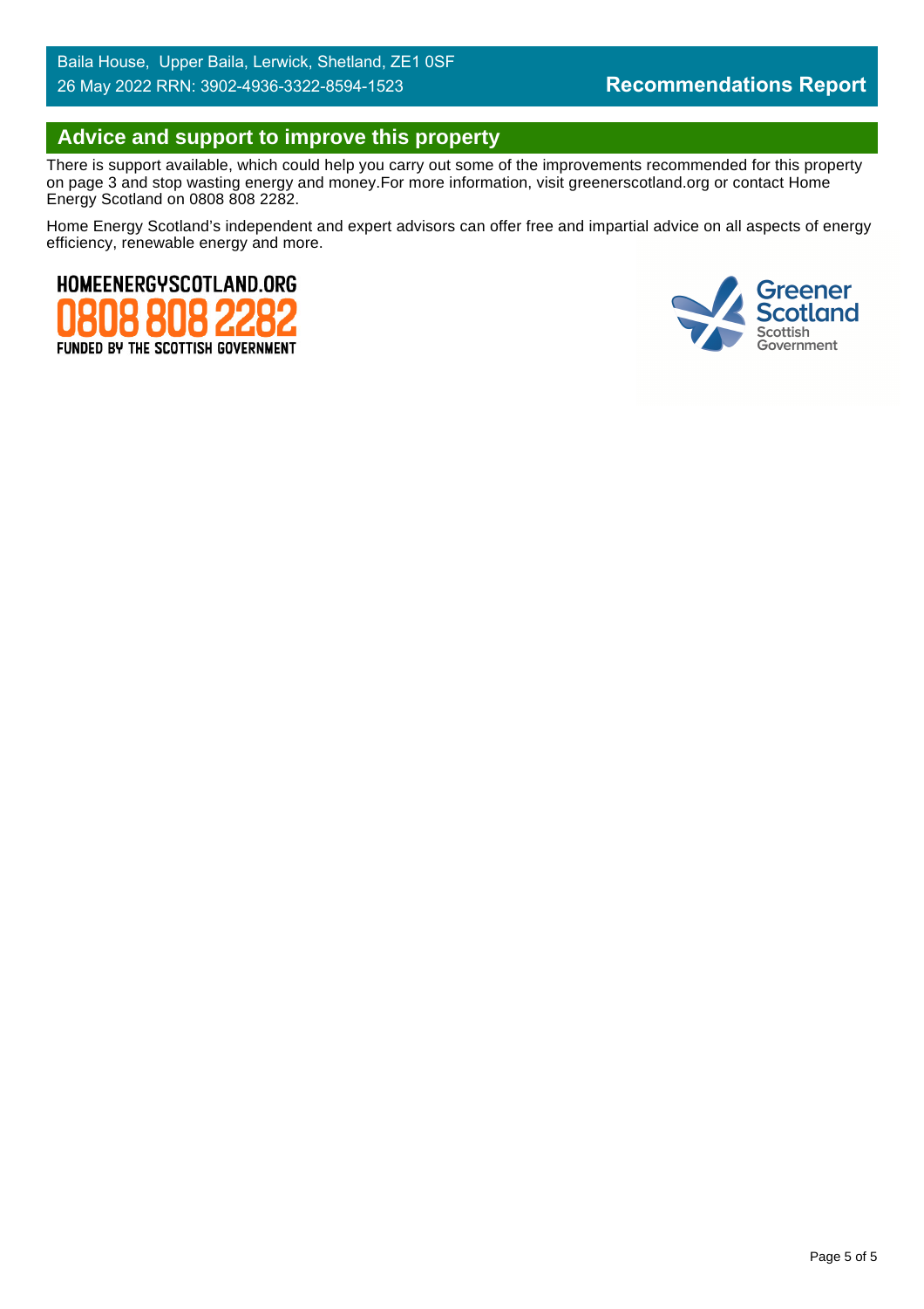## Advice and support to improve this property

There is support available, which could help you carry out some of the improvements recommended for this property on page 3 and stop wasting energy and money.For more information, visit greenerscotland.org or contact Home Energy Scotland on 0808 808 2282.

Home Energy Scotland's independent and expert advisors can offer free and impartial advice on all aspects of energy efficiency, renewable energy and more.

HOMEENERGYSCOTLAND.ORG
0808 808 2282
FUNDED BY THE SCOTTISH GOVERNMENT

Greener Scotland
Scottish Government